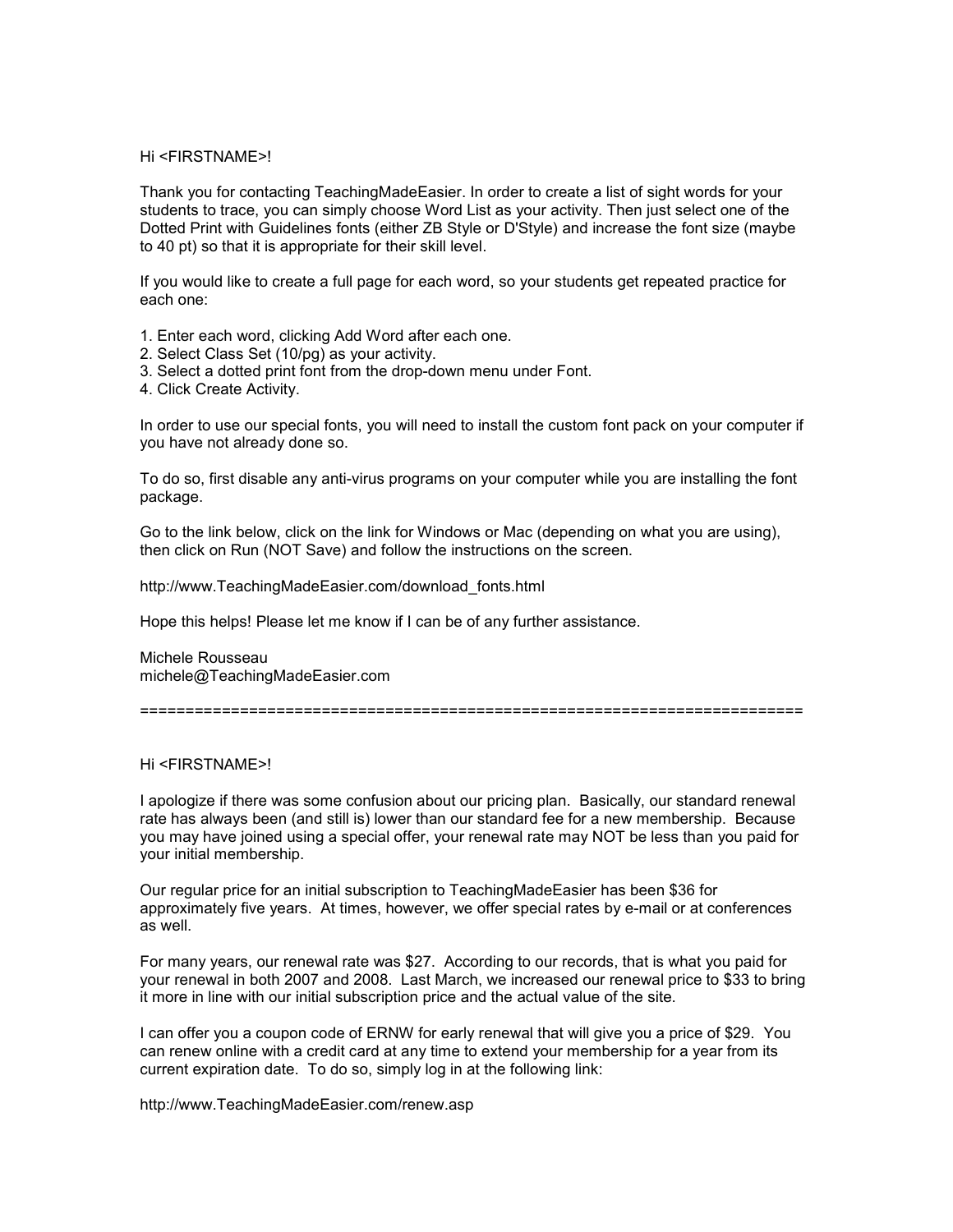Hi <FIRSTNAME>!

Thank you for contacting TeachingMadeEasier. In order to create a list of sight words for your students to trace, you can simply choose Word List as your activity. Then just select one of the Dotted Print with Guidelines fonts (either ZB Style or D'Style) and increase the font size (maybe to 40 pt) so that it is appropriate for their skill level.

If you would like to create a full page for each word, so your students get repeated practice for each one:

1. Enter each word, clicking Add Word after each one.
2. Select Class Set (10/pg) as your activity.
3. Select a dotted print font from the drop-down menu under Font.
4. Click Create Activity.

In order to use our special fonts, you will need to install the custom font pack on your computer if you have not already done so.

To do so, first disable any anti-virus programs on your computer while you are installing the font package.

Go to the link below, click on the link for Windows or Mac (depending on what you are using), then click on Run (NOT Save) and follow the instructions on the screen.

http://www.TeachingMadeEasier.com/download_fonts.html

Hope this helps! Please let me know if I can be of any further assistance.

Michele Rousseau
michele@TeachingMadeEasier.com

==========================================================================

Hi <FIRSTNAME>!

I apologize if there was some confusion about our pricing plan. Basically, our standard renewal rate has always been (and still is) lower than our standard fee for a new membership. Because you may have joined using a special offer, your renewal rate may NOT be less than you paid for your initial membership.

Our regular price for an initial subscription to TeachingMadeEasier has been $36 for approximately five years. At times, however, we offer special rates by e-mail or at conferences as well.

For many years, our renewal rate was $27. According to our records, that is what you paid for your renewal in both 2007 and 2008. Last March, we increased our renewal price to $33 to bring it more in line with our initial subscription price and the actual value of the site.

I can offer you a coupon code of ERNW for early renewal that will give you a price of $29. You can renew online with a credit card at any time to extend your membership for a year from its current expiration date. To do so, simply log in at the following link:

http://www.TeachingMadeEasier.com/renew.asp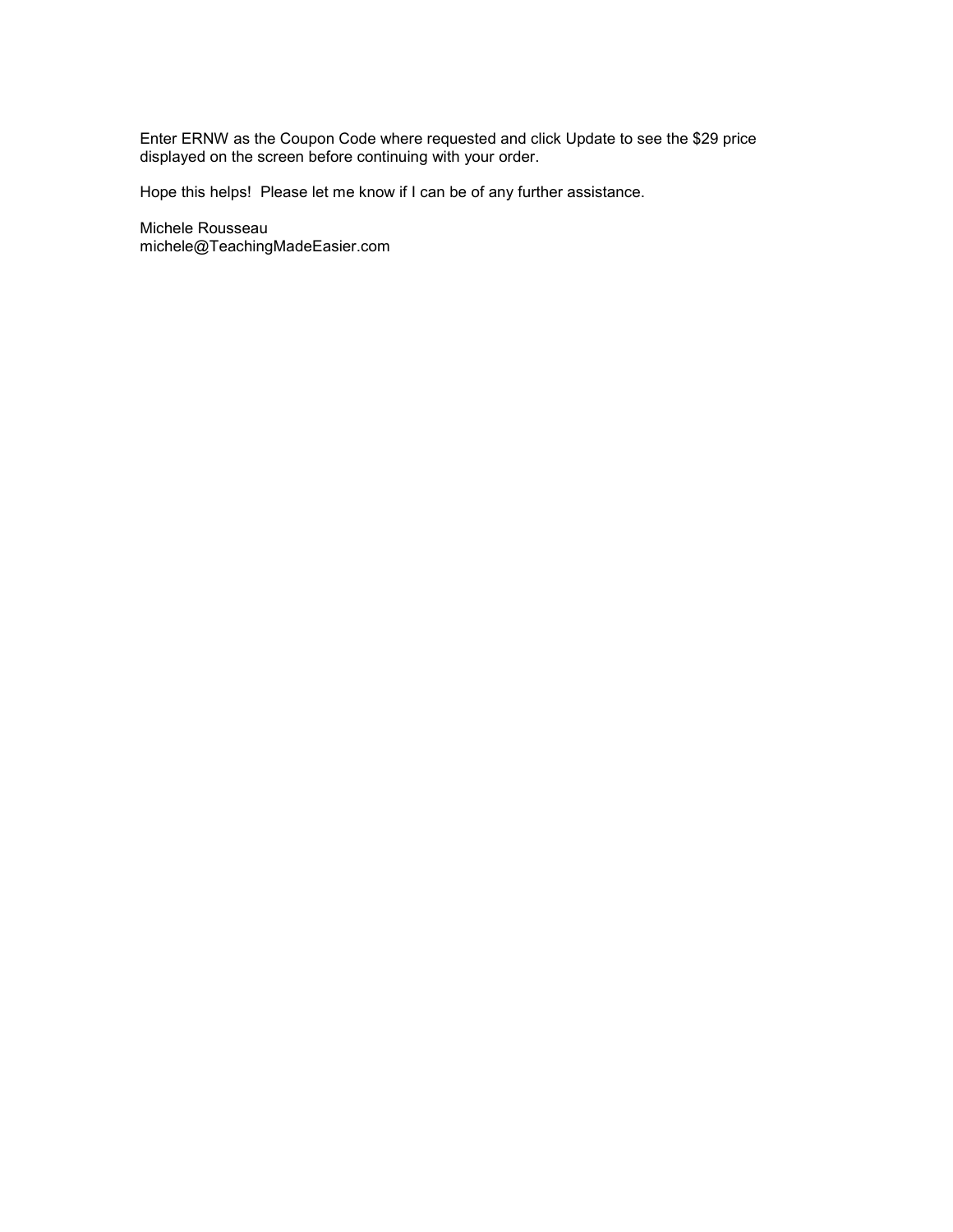Enter ERNW as the Coupon Code where requested and click Update to see the $29 price displayed on the screen before continuing with your order.

Hope this helps!  Please let me know if I can be of any further assistance.

Michele Rousseau
michele@TeachingMadeEasier.com